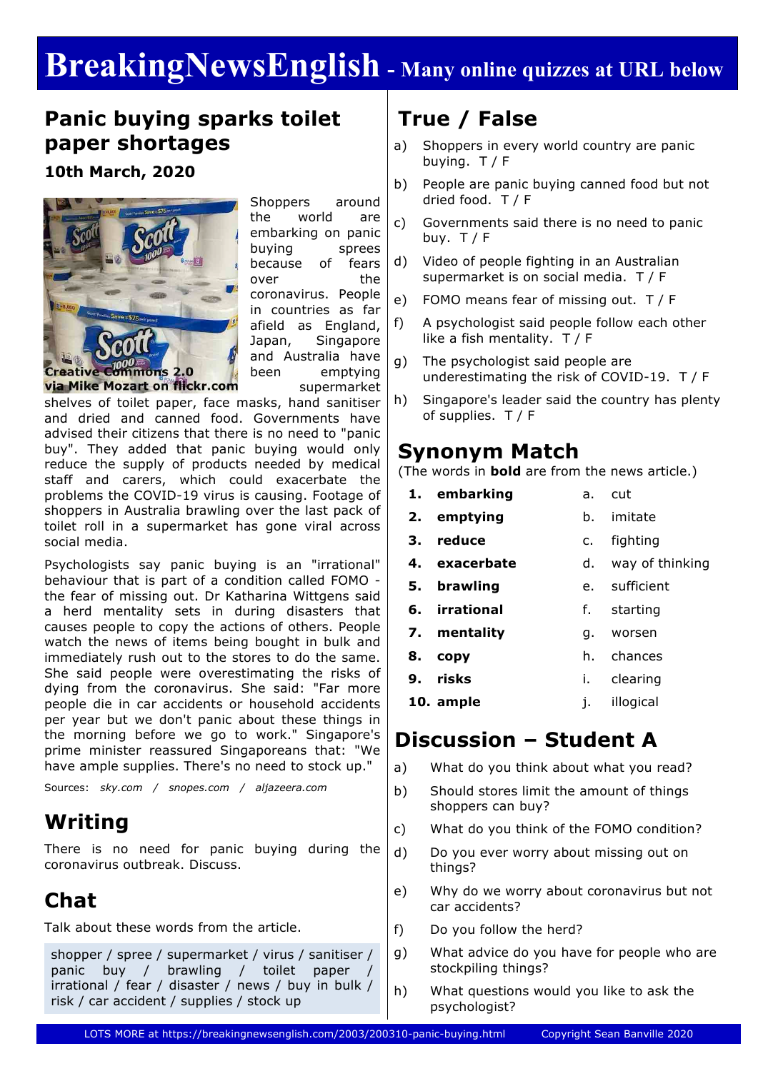# BreakingNewsEnglish - Many online quizzes at URL below

## Panic buying sparks toilet paper shortages

**10th March, 2020**

Creative Commons 2.0 via Mike Mozart on flickr.com

Shoppers around the world are embarking on panic buying sprees because of fears over the coronavirus. People in countries as far afield as England, Japan, Singapore and Australia have been emptying supermarket shelves of toilet paper, face masks, hand sanitiser and dried and canned food. Governments have advised their citizens that there is no need to "panic buy". They added that panic buying would only reduce the supply of products needed by medical staff and carers, which could exacerbate the problems the COVID-19 virus is causing. Footage of shoppers in Australia brawling over the last pack of toilet roll in a supermarket has gone viral across social media.

Psychologists say panic buying is an "irrational" behaviour that is part of a condition called FOMO - the fear of missing out. Dr Katharina Wittgens said a herd mentality sets in during disasters that causes people to copy the actions of others. People watch the news of items being bought in bulk and immediately rush out to the stores to do the same. She said people were overestimating the risks of dying from the coronavirus. She said: "Far more people die in car accidents or household accidents per year but we don't panic about these things in the morning before we go to work." Singapore's prime minister reassured Singaporeans that: "We have ample supplies. There's no need to stock up."

Sources: *sky.com* / *snopes.com* / *aljazeera.com*

## Writing

There is no need for panic buying during the coronavirus outbreak. Discuss.

## Chat

Talk about these words from the article.

shopper / spree / supermarket / virus / sanitiser / panic buy / brawling / toilet paper / irrational / fear / disaster / news / buy in bulk / risk / car accident / supplies / stock up

## True / False

a) Shoppers in every world country are panic buying. T / F

b) People are panic buying canned food but not dried food. T / F

c) Governments said there is no need to panic buy. T / F

d) Video of people fighting in an Australian supermarket is on social media. T / F

e) FOMO means fear of missing out. T / F

f) A psychologist said people follow each other like a fish mentality. T / F

g) The psychologist said people are underestimating the risk of COVID-19. T / F

h) Singapore's leader said the country has plenty of supplies. T / F

## Synonym Match

(The words in **bold** are from the news article.)

| | | | |
|---|---|---|---|
| 1. | **embarking** | a. | cut |
| 2. | **emptying** | b. | imitate |
| 3. | **reduce** | c. | fighting |
| 4. | **exacerbate** | d. | way of thinking |
| 5. | **brawling** | e. | sufficient |
| 6. | **irrational** | f. | starting |
| 7. | **mentality** | g. | worsen |
| 8. | **copy** | h. | chances |
| 9. | **risks** | i. | clearing |
| 10. | **ample** | j. | illogical |

## Discussion – Student A

a) What do you think about what you read?

b) Should stores limit the amount of things shoppers can buy?

c) What do you think of the FOMO condition?

d) Do you ever worry about missing out on things?

e) Why do we worry about coronavirus but not car accidents?

f) Do you follow the herd?

g) What advice do you have for people who are stockpiling things?

h) What questions would you like to ask the psychologist?

LOTS MORE at https://breakingnewsenglish.com/2003/200310-panic-buying.html Copyright Sean Banville 2020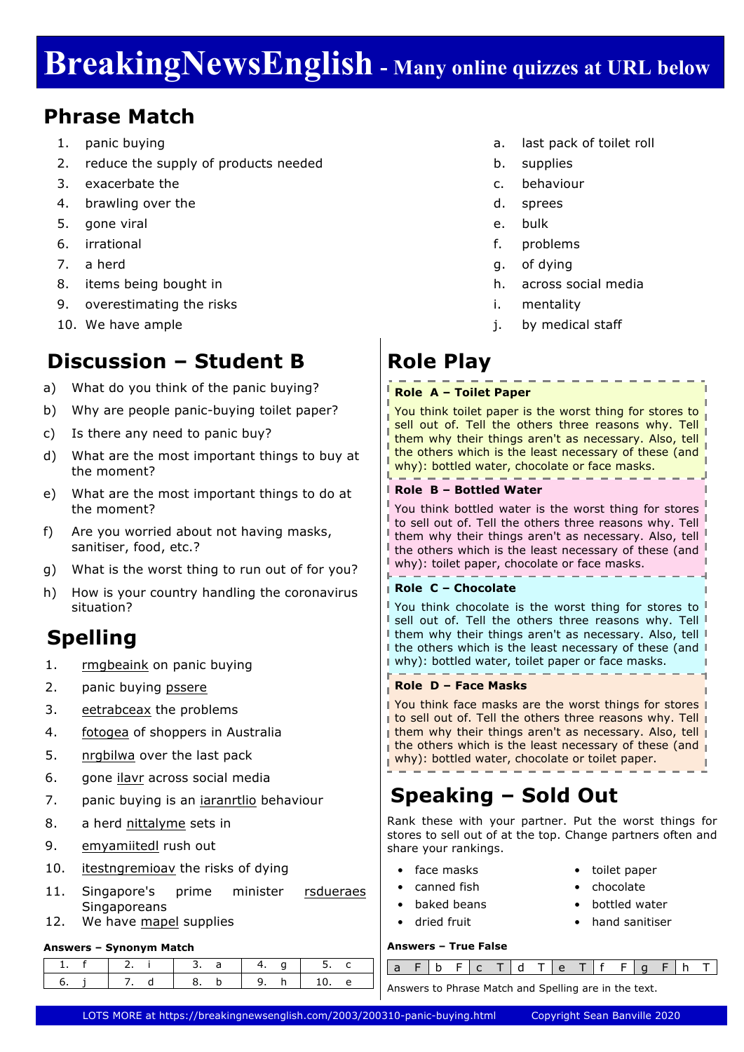# BreakingNewsEnglish - Many online quizzes at URL below

## Phrase Match

1. panic buying
2. reduce the supply of products needed
3. exacerbate the
4. brawling over the
5. gone viral
6. irrational
7. a herd
8. items being bought in
9. overestimating the risks
10. We have ample

a. last pack of toilet roll
b. supplies
c. behaviour
d. sprees
e. bulk
f. problems
g. of dying
h. across social media
i. mentality
j. by medical staff

## Discussion – Student B

a) What do you think of the panic buying?
b) Why are people panic-buying toilet paper?
c) Is there any need to panic buy?
d) What are the most important things to buy at the moment?
e) What are the most important things to do at the moment?
f) Are you worried about not having masks, sanitiser, food, etc.?
g) What is the worst thing to run out of for you?
h) How is your country handling the coronavirus situation?

## Spelling

1. rmgbeaink on panic buying
2. panic buying pssere
3. eetrabceax the problems
4. fotogea of shoppers in Australia
5. nrgbilwa over the last pack
6. gone ilavr across social media
7. panic buying is an iaranrtlio behaviour
8. a herd nittalyme sets in
9. emyamiitedl rush out
10. itestngremioav the risks of dying
11. Singapore's prime minister rsdueraes Singaporeans
12. We have mapel supplies

**Answers – Synonym Match**

| | | | | |
|---|---|---|---|---|
| 1. f | 2. i | 3. a | 4. g | 5. c |
| 6. j | 7. d | 8. b | 9. h | 10. e |

## Role Play

**Role A – Toilet Paper**

You think toilet paper is the worst thing for stores to sell out of. Tell the others three reasons why. Tell them why their things aren't as necessary. Also, tell the others which is the least necessary of these (and why): bottled water, chocolate or face masks.

**Role B – Bottled Water**

You think bottled water is the worst thing for stores to sell out of. Tell the others three reasons why. Tell them why their things aren't as necessary. Also, tell the others which is the least necessary of these (and why): toilet paper, chocolate or face masks.

**Role C – Chocolate**

You think chocolate is the worst thing for stores to sell out of. Tell the others three reasons why. Tell them why their things aren't as necessary. Also, tell the others which is the least necessary of these (and why): bottled water, toilet paper or face masks.

**Role D – Face Masks**

You think face masks are the worst things for stores to sell out of. Tell the others three reasons why. Tell them why their things aren't as necessary. Also, tell the others which is the least necessary of these (and why): bottled water, chocolate or toilet paper.

## Speaking – Sold Out

Rank these with your partner. Put the worst things for stores to sell out of at the top. Change partners often and share your rankings.

- face masks
- canned fish
- baked beans
- dried fruit
- toilet paper
- chocolate
- bottled water
- hand sanitiser

**Answers – True False**

| | | | | | | | | | | | | | | | |
|---|---|---|---|---|---|---|---|---|---|---|---|---|---|---|---|
| a | F | b | F | c | T | d | T | e | T | f | F | g | F | h | T |

Answers to Phrase Match and Spelling are in the text.

LOTS MORE at https://breakingnewsenglish.com/2003/200310-panic-buying.html Copyright Sean Banville 2020